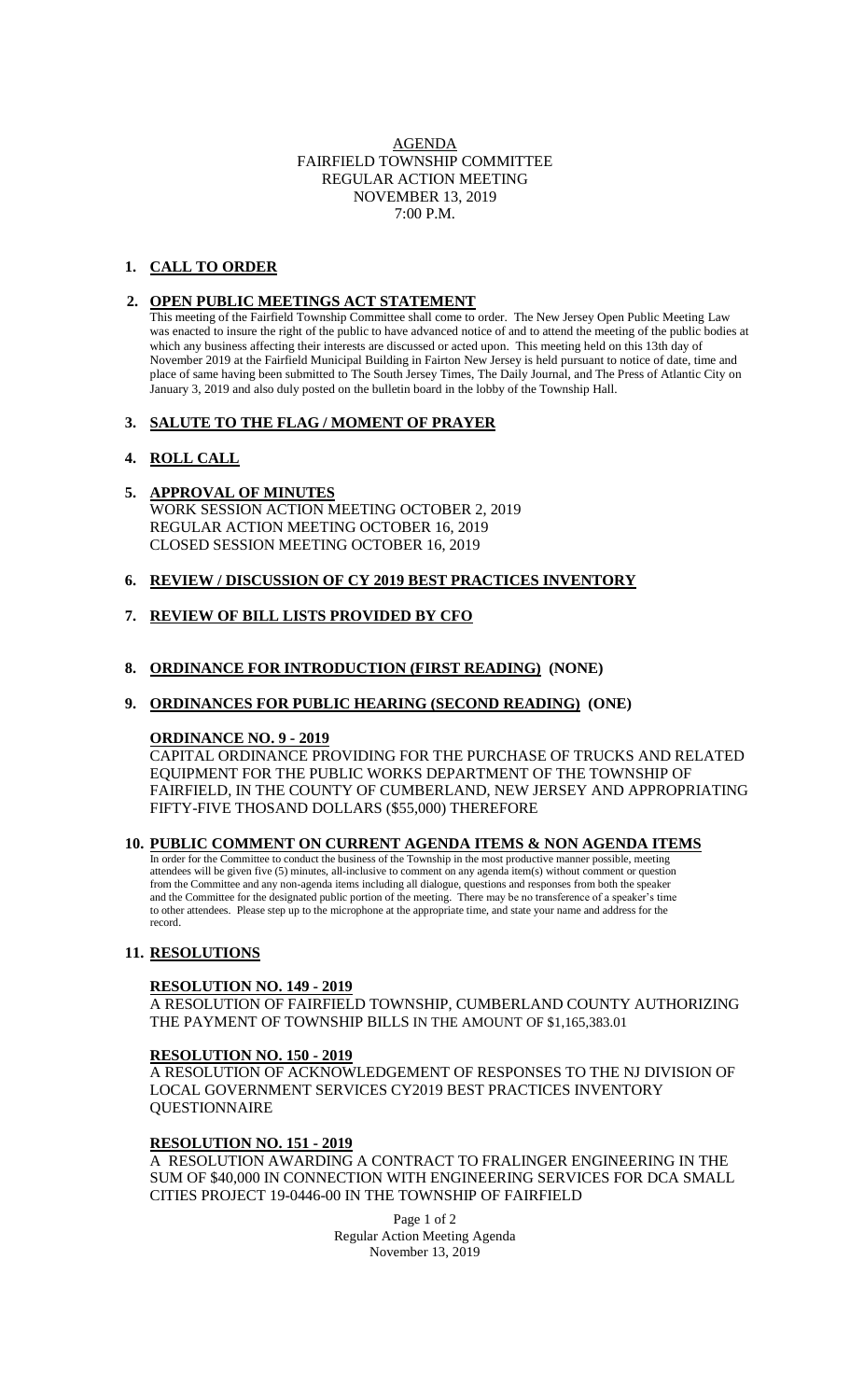# AGENDA
## FAIRFIELD TOWNSHIP COMMITTEE
## REGULAR ACTION MEETING
## NOVEMBER 13, 2019
## 7:00 P.M.

1. **CALL TO ORDER**

2. **OPEN PUBLIC MEETINGS ACT STATEMENT**

   This meeting of the Fairfield Township Committee shall come to order. The New Jersey Open Public Meeting Law was enacted to insure the right of the public to have advanced notice of and to attend the meeting of the public bodies at which any business affecting their interests are discussed or acted upon. This meeting held on this 13th day of November 2019 at the Fairfield Municipal Building in Fairton New Jersey is held pursuant to notice of date, time and place of same having been submitted to The South Jersey Times, The Daily Journal, and The Press of Atlantic City on January 3, 2019 and also duly posted on the bulletin board in the lobby of the Township Hall.

3. **SALUTE TO THE FLAG / MOMENT OF PRAYER**

4. **ROLL CALL**

5. **APPROVAL OF MINUTES**

   WORK SESSION ACTION MEETING OCTOBER 2, 2019
   REGULAR ACTION MEETING OCTOBER 16, 2019
   CLOSED SESSION MEETING OCTOBER 16, 2019

6. **REVIEW / DISCUSSION OF CY 2019 BEST PRACTICES INVENTORY**

7. **REVIEW OF BILL LISTS PROVIDED BY CFO**

8. **ORDINANCE FOR INTRODUCTION (FIRST READING) (NONE)**

9. **ORDINANCES FOR PUBLIC HEARING (SECOND READING) (ONE)**

   **ORDINANCE NO. 9 - 2019**

   CAPITAL ORDINANCE PROVIDING FOR THE PURCHASE OF TRUCKS AND RELATED EQUIPMENT FOR THE PUBLIC WORKS DEPARTMENT OF THE TOWNSHIP OF FAIRFIELD, IN THE COUNTY OF CUMBERLAND, NEW JERSEY AND APPROPRIATING FIFTY-FIVE THOSAND DOLLARS ($55,000) THEREFORE

10. **PUBLIC COMMENT ON CURRENT AGENDA ITEMS & NON AGENDA ITEMS**

    In order for the Committee to conduct the business of the Township in the most productive manner possible, meeting attendees will be given five (5) minutes, all-inclusive to comment on any agenda item(s) without comment or question from the Committee and any non-agenda items including all dialogue, questions and responses from both the speaker and the Committee for the designated public portion of the meeting. There may be no transference of a speaker's time to other attendees. Please step up to the microphone at the appropriate time, and state your name and address for the record.

11. **RESOLUTIONS**

    **RESOLUTION NO. 149 - 2019**

    A RESOLUTION OF FAIRFIELD TOWNSHIP, CUMBERLAND COUNTY AUTHORIZING THE PAYMENT OF TOWNSHIP BILLS IN THE AMOUNT OF $1,165,383.01

    **RESOLUTION NO. 150 - 2019**

    A RESOLUTION OF ACKNOWLEDGEMENT OF RESPONSES TO THE NJ DIVISION OF LOCAL GOVERNMENT SERVICES CY2019 BEST PRACTICES INVENTORY QUESTIONNAIRE

    **RESOLUTION NO. 151 - 2019**

    A RESOLUTION AWARDING A CONTRACT TO FRALINGER ENGINEERING IN THE SUM OF $40,000 IN CONNECTION WITH ENGINEERING SERVICES FOR DCA SMALL CITIES PROJECT 19-0446-00 IN THE TOWNSHIP OF FAIRFIELD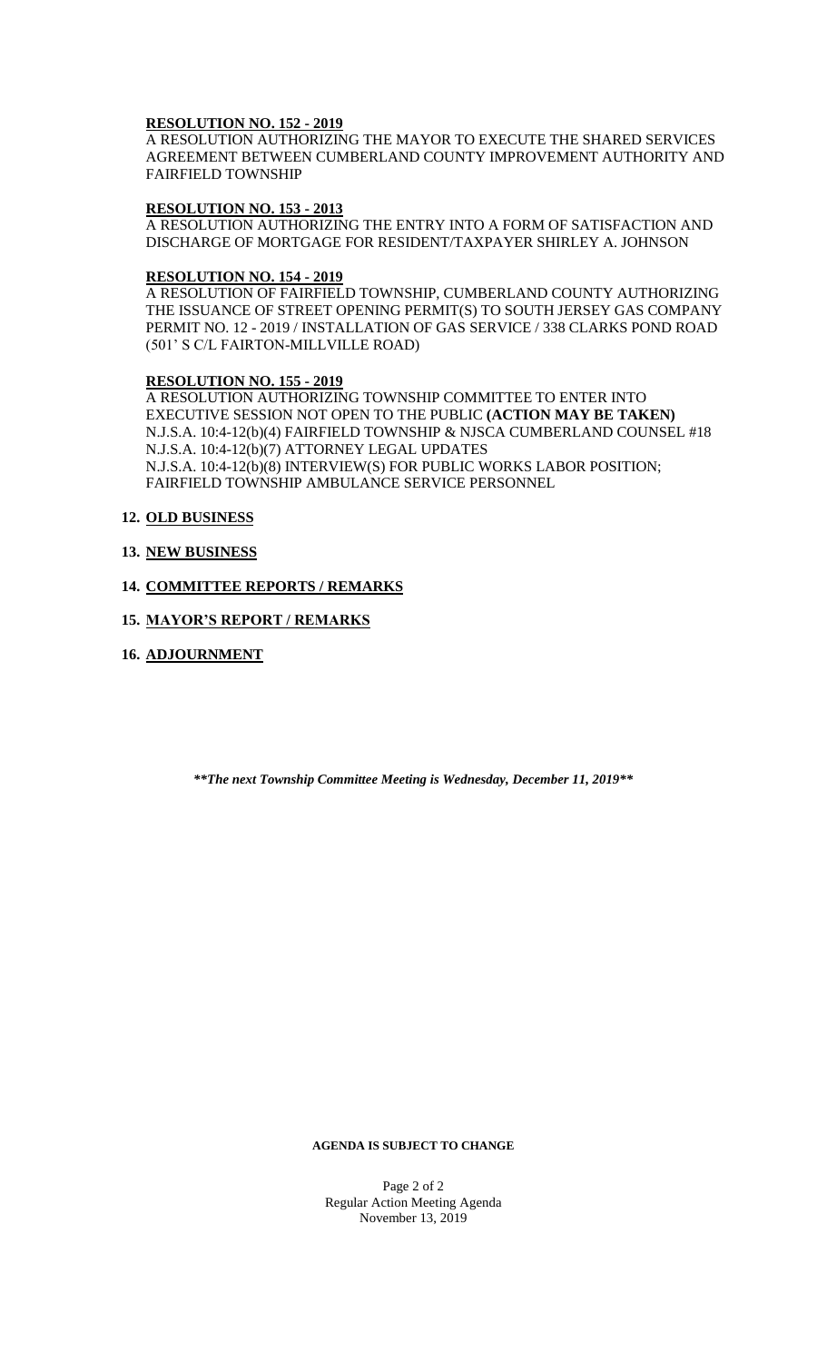**RESOLUTION NO. 152 - 2019**
A RESOLUTION AUTHORIZING THE MAYOR TO EXECUTE THE SHARED SERVICES AGREEMENT BETWEEN CUMBERLAND COUNTY IMPROVEMENT AUTHORITY AND FAIRFIELD TOWNSHIP

**RESOLUTION NO. 153 - 2013**
A RESOLUTION AUTHORIZING THE ENTRY INTO A FORM OF SATISFACTION AND DISCHARGE OF MORTGAGE FOR RESIDENT/TAXPAYER SHIRLEY A. JOHNSON

**RESOLUTION NO. 154 - 2019**
A RESOLUTION OF FAIRFIELD TOWNSHIP, CUMBERLAND COUNTY AUTHORIZING THE ISSUANCE OF STREET OPENING PERMIT(S) TO SOUTH JERSEY GAS COMPANY PERMIT NO. 12 - 2019 / INSTALLATION OF GAS SERVICE / 338 CLARKS POND ROAD (501' S C/L FAIRTON-MILLVILLE ROAD)

**RESOLUTION NO. 155 - 2019**
A RESOLUTION AUTHORIZING TOWNSHIP COMMITTEE TO ENTER INTO EXECUTIVE SESSION NOT OPEN TO THE PUBLIC **(ACTION MAY BE TAKEN)**
N.J.S.A. 10:4-12(b)(4) FAIRFIELD TOWNSHIP & NJSCA CUMBERLAND COUNSEL #18
N.J.S.A. 10:4-12(b)(7) ATTORNEY LEGAL UPDATES
N.J.S.A. 10:4-12(b)(8) INTERVIEW(S) FOR PUBLIC WORKS LABOR POSITION; FAIRFIELD TOWNSHIP AMBULANCE SERVICE PERSONNEL

12. **OLD BUSINESS**

13. **NEW BUSINESS**

14. **COMMITTEE REPORTS / REMARKS**

15. **MAYOR'S REPORT / REMARKS**

16. **ADJOURNMENT**

***\*\*The next Township Committee Meeting is Wednesday, December 11, 2019\*\****

**AGENDA IS SUBJECT TO CHANGE**

Regular Action Meeting Agenda
November 13, 2019